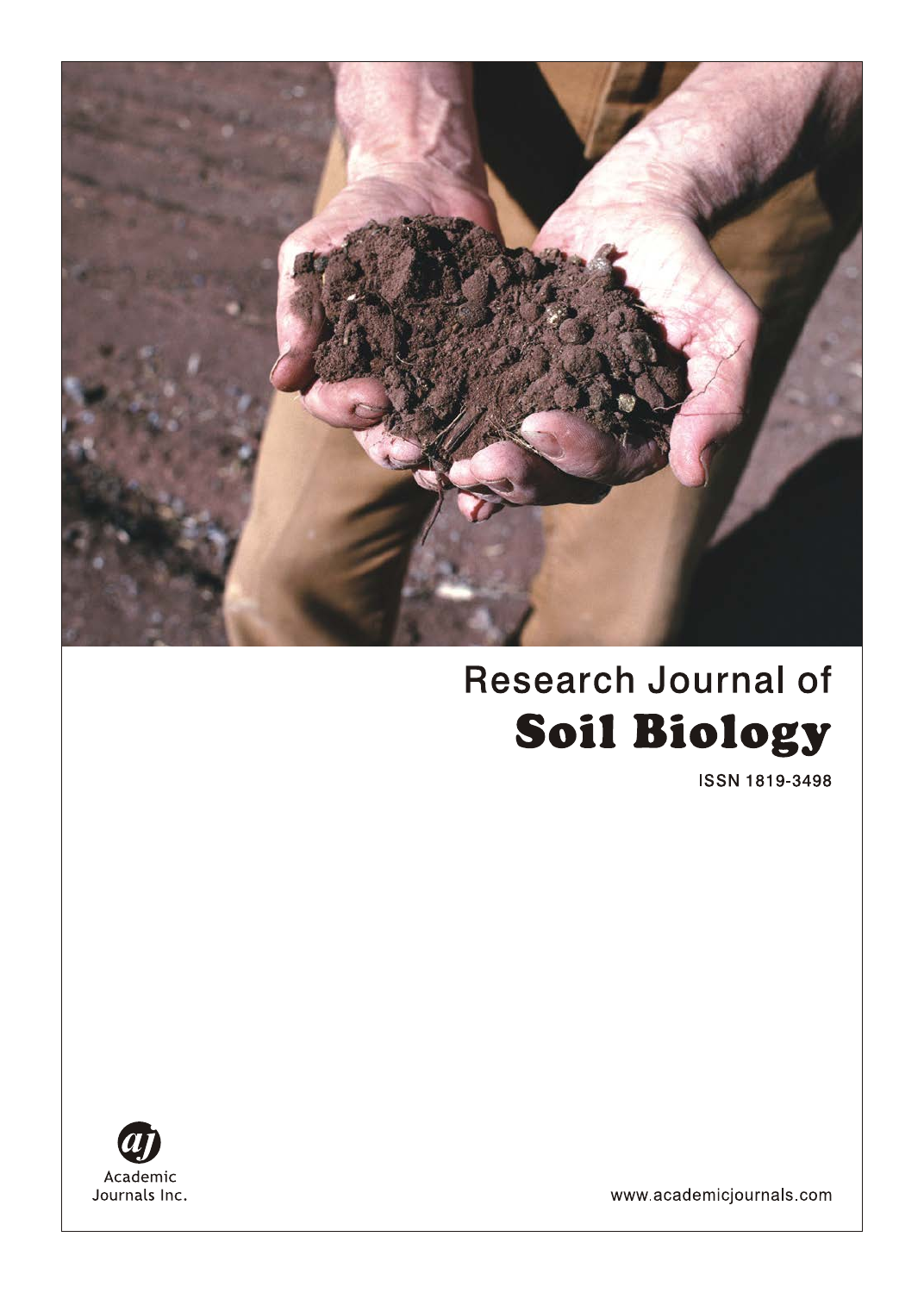# Research Journal of

# Soil Biology

ISSN 1819-3498

Academic Journals Inc.

www.academicjournals.com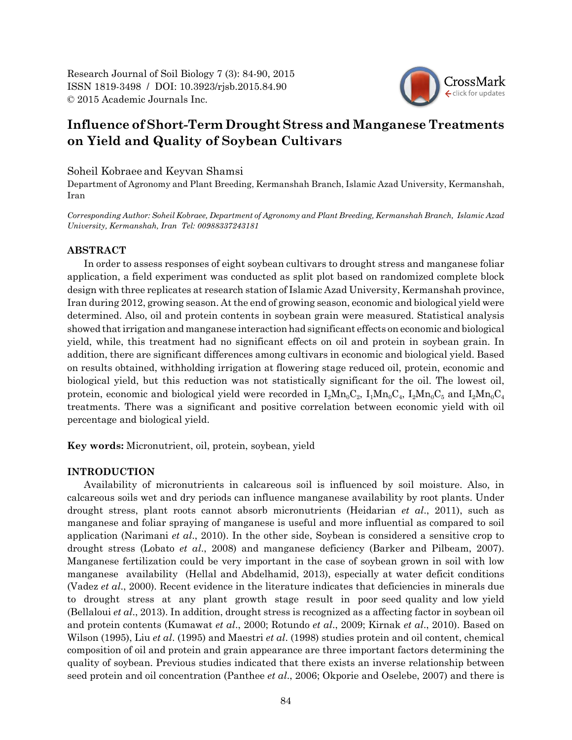Research Journal of Soil Biology 7 (3): 84-90, 2015
ISSN 1819-3498 / DOI: 10.3923/rjsb.2015.84.90
© 2015 Academic Journals Inc.

# Influence of Short-Term Drought Stress and Manganese Treatments on Yield and Quality of Soybean Cultivars

Soheil Kobraee and Keyvan Shamsi

Department of Agronomy and Plant Breeding, Kermanshah Branch, Islamic Azad University, Kermanshah, Iran

*Corresponding Author: Soheil Kobraee, Department of Agronomy and Plant Breeding, Kermanshah Branch, Islamic Azad University, Kermanshah, Iran Tel: 00988337243181*

## ABSTRACT

In order to assess responses of eight soybean cultivars to drought stress and manganese foliar application, a field experiment was conducted as split plot based on randomized complete block design with three replicates at research station of Islamic Azad University, Kermanshah province, Iran during 2012, growing season. At the end of growing season, economic and biological yield were determined. Also, oil and protein contents in soybean grain were measured. Statistical analysis showed that irrigation and manganese interaction had significant effects on economic and biological yield, while, this treatment had no significant effects on oil and protein in soybean grain. In addition, there are significant differences among cultivars in economic and biological yield. Based on results obtained, withholding irrigation at flowering stage reduced oil, protein, economic and biological yield, but this reduction was not statistically significant for the oil. The lowest oil, protein, economic and biological yield were recorded in $I_2Mn_0C_2$, $I_1Mn_0C_4$, $I_2Mn_0C_5$ and $I_2Mn_0C_4$ treatments. There was a significant and positive correlation between economic yield with oil percentage and biological yield.

**Key words:** Micronutrient, oil, protein, soybean, yield

## INTRODUCTION

Availability of micronutrients in calcareous soil is influenced by soil moisture. Also, in calcareous soils wet and dry periods can influence manganese availability by root plants. Under drought stress, plant roots cannot absorb micronutrients (Heidarian *et al*., 2011), such as manganese and foliar spraying of manganese is useful and more influential as compared to soil application (Narimani *et al*., 2010). In the other side, Soybean is considered a sensitive crop to drought stress (Lobato *et al*., 2008) and manganese deficiency (Barker and Pilbeam, 2007). Manganese fertilization could be very important in the case of soybean grown in soil with low manganese availability (Hellal and Abdelhamid, 2013), especially at water deficit conditions (Vadez *et al*., 2000). Recent evidence in the literature indicates that deficiencies in minerals due to drought stress at any plant growth stage result in poor seed quality and low yield (Bellaloui *et al*., 2013). In addition, drought stress is recognized as a affecting factor in soybean oil and protein contents (Kumawat *et al*., 2000; Rotundo *et al*., 2009; Kirnak *et al*., 2010). Based on Wilson (1995), Liu *et al*. (1995) and Maestri *et al*. (1998) studies protein and oil content, chemical composition of oil and protein and grain appearance are three important factors determining the quality of soybean. Previous studies indicated that there exists an inverse relationship between seed protein and oil concentration (Panthee *et al*., 2006; Okporie and Oselebe, 2007) and there is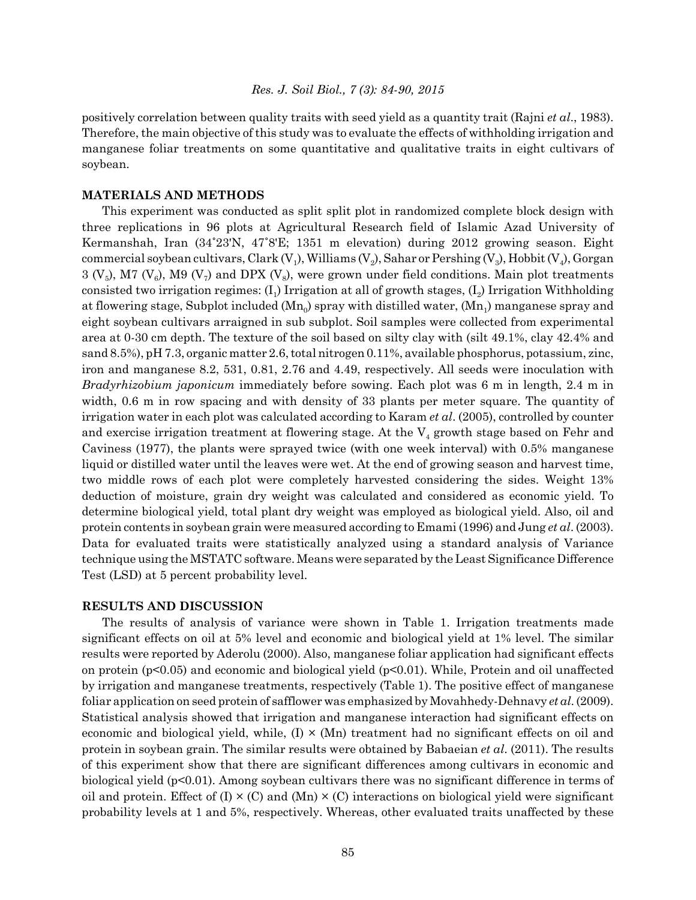positively correlation between quality traits with seed yield as a quantity trait (Rajni *et al*., 1983). Therefore, the main objective of this study was to evaluate the effects of withholding irrigation and manganese foliar treatments on some quantitative and qualitative traits in eight cultivars of soybean.

## MATERIALS AND METHODS

This experiment was conducted as split split plot in randomized complete block design with three replications in 96 plots at Agricultural Research field of Islamic Azad University of Kermanshah, Iran (34˚23'N, 47˚8'E; 1351 m elevation) during 2012 growing season. Eight commercial soybean cultivars, Clark ($V_1$), Williams ($V_2$), Sahar or Pershing ($V_3$), Hobbit ($V_4$), Gorgan 3 ($V_5$), M7 ($V_6$), M9 ($V_7$) and DPX ($V_8$), were grown under field conditions. Main plot treatments consisted two irrigation regimes: ($I_1$) Irrigation at all of growth stages, ($I_2$) Irrigation Withholding at flowering stage, Subplot included ($Mn_0$) spray with distilled water, ($Mn_1$) manganese spray and eight soybean cultivars arraigned in sub subplot. Soil samples were collected from experimental area at 0-30 cm depth. The texture of the soil based on silty clay with (silt 49.1%, clay 42.4% and sand 8.5%), pH 7.3, organic matter 2.6, total nitrogen 0.11%, available phosphorus, potassium, zinc, iron and manganese 8.2, 531, 0.81, 2.76 and 4.49, respectively. All seeds were inoculation with *Bradyrhizobium japonicum* immediately before sowing. Each plot was 6 m in length, 2.4 m in width, 0.6 m in row spacing and with density of 33 plants per meter square. The quantity of irrigation water in each plot was calculated according to Karam *et al*. (2005), controlled by counter and exercise irrigation treatment at flowering stage. At the $V_4$ growth stage based on Fehr and Caviness (1977), the plants were sprayed twice (with one week interval) with 0.5% manganese liquid or distilled water until the leaves were wet. At the end of growing season and harvest time, two middle rows of each plot were completely harvested considering the sides. Weight 13% deduction of moisture, grain dry weight was calculated and considered as economic yield. To determine biological yield, total plant dry weight was employed as biological yield. Also, oil and protein contents in soybean grain were measured according to Emami (1996) and Jung *et al*. (2003). Data for evaluated traits were statistically analyzed using a standard analysis of Variance technique using the MSTATC software. Means were separated by the Least Significance Difference Test (LSD) at 5 percent probability level.

## RESULTS AND DISCUSSION

The results of analysis of variance were shown in Table 1. Irrigation treatments made significant effects on oil at 5% level and economic and biological yield at 1% level. The similar results were reported by Aderolu (2000). Also, manganese foliar application had significant effects on protein ($p<0.05$) and economic and biological yield ($p<0.01$). While, Protein and oil unaffected by irrigation and manganese treatments, respectively (Table 1). The positive effect of manganese foliar application on seed protein of safflower was emphasized by Movahhedy-Dehnavy *et al*. (2009). Statistical analysis showed that irrigation and manganese interaction had significant effects on economic and biological yield, while, (I) × (Mn) treatment had no significant effects on oil and protein in soybean grain. The similar results were obtained by Babaeian *et al*. (2011). The results of this experiment show that there are significant differences among cultivars in economic and biological yield ($p<0.01$). Among soybean cultivars there was no significant difference in terms of oil and protein. Effect of (I) × (C) and (Mn) × (C) interactions on biological yield were significant probability levels at 1 and 5%, respectively. Whereas, other evaluated traits unaffected by these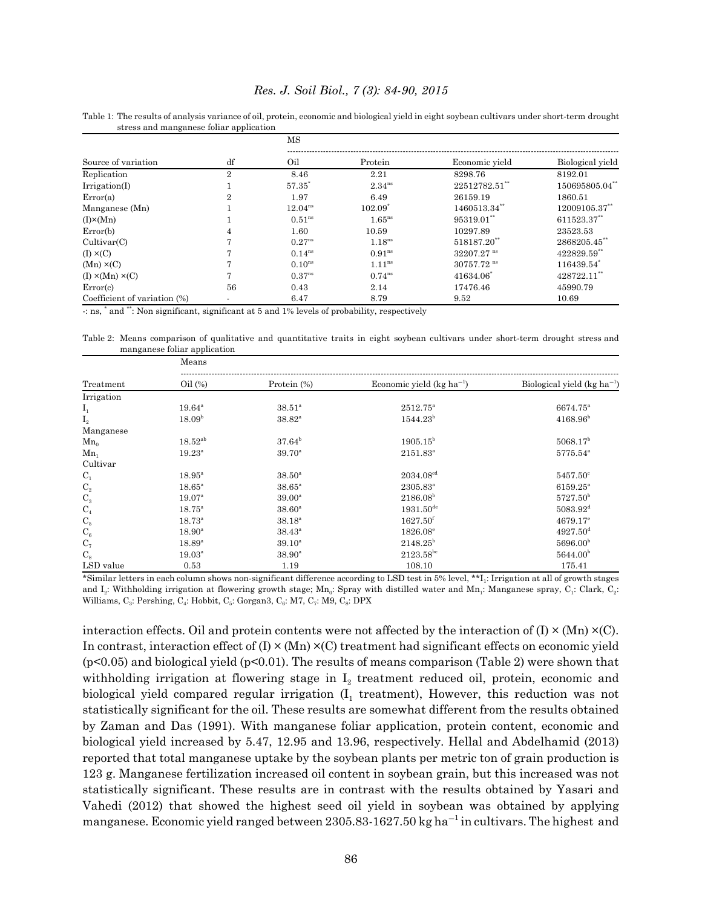Table 1: The results of analysis variance of oil, protein, economic and biological yield in eight soybean cultivars under short-term drought stress and manganese foliar application

| | | MS | | | |
|---|---|---|---|---|---|
| Source of variation | df | Oil | Protein | Economic yield | Biological yield |
| Replication | 2 | 8.46 | 2.21 | 8298.76 | 8192.01 |
| Irrigation(I) | 1 | $57.35^{*}$ | $2.34^{ns}$ | $22512782.51^{**}$ | $150695805.04^{**}$ |
| Error(a) | 2 | 1.97 | 6.49 | 26159.19 | 1860.51 |
| Manganese (Mn) | 1 | $12.04^{ns}$ | $102.09^{*}$ | $1460513.34^{**}$ | $12009105.37^{**}$ |
| (I)×(Mn) | 1 | $0.51^{ns}$ | $1.65^{ns}$ | $95319.01^{**}$ | $611523.37^{**}$ |
| Error(b) | 4 | 1.60 | 10.59 | 10297.89 | 23523.53 |
| Cultivar(C) | 7 | $0.27^{ns}$ | $1.18^{ns}$ | $518187.20^{**}$ | $2868205.45^{**}$ |
| (I) ×(C) | 7 | $0.14^{ns}$ | $0.91^{ns}$ | $32207.27^{ns}$ | $422829.59^{**}$ |
| (Mn) ×(C) | 7 | $0.10^{ns}$ | $1.11^{ns}$ | $30757.72^{ns}$ | $116439.54^{*}$ |
| (I) ×(Mn) ×(C) | 7 | $0.37^{ns}$ | $0.74^{ns}$ | $41634.06^{*}$ | $428722.11^{**}$ |
| Error(c) | 56 | 0.43 | 2.14 | 17476.46 | 45990.79 |
| Coefficient of variation (%) | - | 6.47 | 8.79 | 9.52 | 10.69 |

-: ns, * and **: Non significant, significant at 5 and 1% levels of probability, respectively

Table 2: Means comparison of qualitative and quantitative traits in eight soybean cultivars under short-term drought stress and manganese foliar application

| | Means | | | |
|---|---|---|---|---|
| Treatment | Oil (%) | Protein (%) | Economic yield (kg ha$^{-1}$) | Biological yield (kg ha$^{-1}$) |
| Irrigation | | | | |
| $I_1$ | $19.64^{a}$ | $38.51^{a}$ | $2512.75^{a}$ | $6674.75^{a}$ |
| $I_2$ | $18.09^{b}$ | $38.82^{a}$ | $1544.23^{b}$ | $4168.96^{b}$ |
| Manganese | | | | |
| $Mn_0$ | $18.52^{ab}$ | $37.64^{b}$ | $1905.15^{b}$ | $5068.17^{b}$ |
| $Mn_1$ | $19.23^{a}$ | $39.70^{a}$ | $2151.83^{a}$ | $5775.54^{a}$ |
| Cultivar | | | | |
| $C_1$ | $18.95^{a}$ | $38.50^{a}$ | $2034.08^{cd}$ | $5457.50^{c}$ |
| $C_2$ | $18.65^{a}$ | $38.65^{a}$ | $2305.83^{a}$ | $6159.25^{a}$ |
| $C_3$ | $19.07^{a}$ | $39.00^{a}$ | $2186.08^{b}$ | $5727.50^{b}$ |
| $C_4$ | $18.75^{a}$ | $38.60^{a}$ | $1931.50^{de}$ | $5083.92^{d}$ |
| $C_5$ | $18.73^{a}$ | $38.18^{a}$ | $1627.50^{f}$ | $4679.17^{e}$ |
| $C_6$ | $18.90^{a}$ | $38.43^{a}$ | $1826.08^{e}$ | $4927.50^{d}$ |
| $C_7$ | $18.89^{a}$ | $39.10^{a}$ | $2148.25^{b}$ | $5696.00^{b}$ |
| $C_8$ | $19.03^{a}$ | $38.90^{a}$ | $2123.58^{bc}$ | $5644.00^{b}$ |
| LSD value | 0.53 | 1.19 | 108.10 | 175.41 |

*Similar letters in each column shows non-significant difference according to LSD test in 5% level, **$I_1$: Irrigation at all of growth stages and $I_2$: Withholding irrigation at flowering growth stage; $Mn_0$: Spray with distilled water and $Mn_1$: Manganese spray, $C_1$: Clark, $C_2$: Williams, $C_3$: Pershing, $C_4$: Hobbit, $C_5$: Gorgan3, $C_6$: M7, $C_7$: M9, $C_8$: DPX

interaction effects. Oil and protein contents were not affected by the interaction of (I) × (Mn) ×(C). In contrast, interaction effect of (I) × (Mn) ×(C) treatment had significant effects on economic yield ($p<0.05$) and biological yield ($p<0.01$). The results of means comparison (Table 2) were shown that withholding irrigation at flowering stage in $I_2$ treatment reduced oil, protein, economic and biological yield compared regular irrigation ($I_1$ treatment), However, this reduction was not statistically significant for the oil. These results are somewhat different from the results obtained by Zaman and Das (1991). With manganese foliar application, protein content, economic and biological yield increased by 5.47, 12.95 and 13.96, respectively. Hellal and Abdelhamid (2013) reported that total manganese uptake by the soybean plants per metric ton of grain production is 123 g. Manganese fertilization increased oil content in soybean grain, but this increased was not statistically significant. These results are in contrast with the results obtained by Yasari and Vahedi (2012) that showed the highest seed oil yield in soybean was obtained by applying manganese. Economic yield ranged between 2305.83-1627.50 kg ha$^{-1}$ in cultivars. The highest and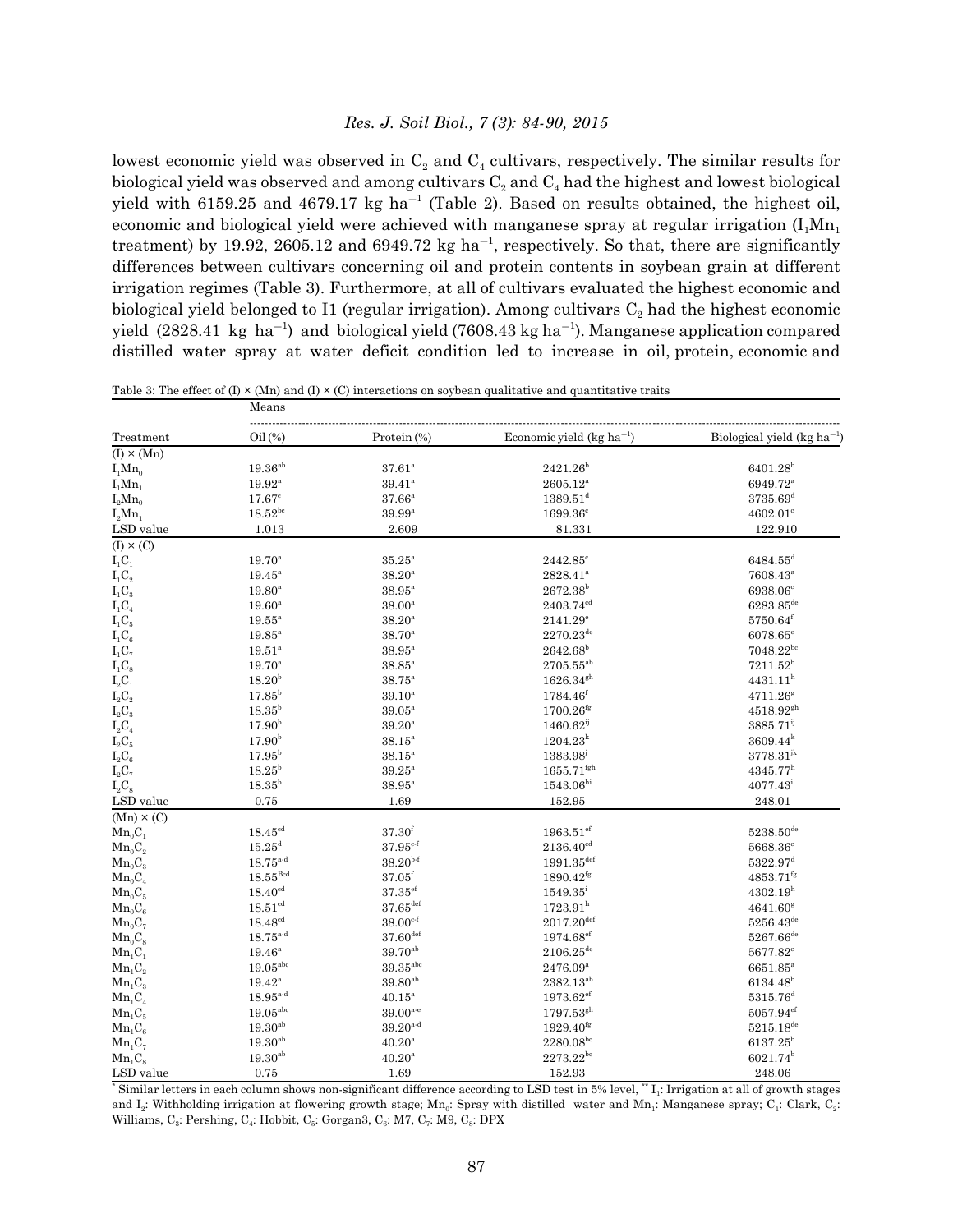lowest economic yield was observed in $C_2$ and $C_4$ cultivars, respectively. The similar results for biological yield was observed and among cultivars $C_2$ and $C_4$ had the highest and lowest biological yield with 6159.25 and 4679.17 kg $ha^{-1}$ (Table 2). Based on results obtained, the highest oil, economic and biological yield were achieved with manganese spray at regular irrigation ($I_1Mn_1$ treatment) by 19.92, 2605.12 and 6949.72 kg $ha^{-1}$, respectively. So that, there are significantly differences between cultivars concerning oil and protein contents in soybean grain at different irrigation regimes (Table 3). Furthermore, at all of cultivars evaluated the highest economic and biological yield belonged to I1 (regular irrigation). Among cultivars $C_2$ had the highest economic yield (2828.41 kg $ha^{-1}$) and biological yield (7608.43 kg $ha^{-1}$). Manganese application compared distilled water spray at water deficit condition led to increase in oil, protein, economic and

Table 3: The effect of (I) × (Mn) and (I) × (C) interactions on soybean qualitative and quantitative traits

| | Means | | | |
|---|---|---|---|---|
| Treatment | Oil (%) | Protein (%) | Economic yield (kg $ha^{-1}$) | Biological yield (kg $ha^{-1}$) |
| (I) × (Mn) | | | | |
| $I_1Mn_0$ | 19.36[ab] | 37.61[a] | 2421.26[b] | 6401.28[b] |
| $I_1Mn_1$ | 19.92[a] | 39.41[a] | 2605.12[a] | 6949.72[a] |
| $I_2Mn_0$ | 17.67[c] | 37.66[a] | 1389.51[d] | 3735.69[d] |
| $I_2Mn_1$ | 18.52[bc] | 39.99[a] | 1699.36[c] | 4602.01[c] |
| LSD value | 1.013 | 2.609 | 81.331 | 122.910 |
| (I) × (C) | | | | |
| $I_1C_1$ | 19.70[a] | 35.25[a] | 2442.85[c] | 6484.55[d] |
| $I_1C_2$ | 19.45[a] | 38.20[a] | 2828.41[a] | 7608.43[a] |
| $I_1C_3$ | 19.80[a] | 38.95[a] | 2672.38[b] | 6938.06[c] |
| $I_1C_4$ | 19.60[a] | 38.00[a] | 2403.74[cd] | 6283.85[de] |
| $I_1C_5$ | 19.55[a] | 38.20[a] | 2141.29[e] | 5750.64[f] |
| $I_1C_6$ | 19.85[a] | 38.70[a] | 2270.23[de] | 6078.65[e] |
| $I_1C_7$ | 19.51[a] | 38.95[a] | 2642.68[b] | 7048.22[bc] |
| $I_1C_8$ | 19.70[a] | 38.85[a] | 2705.55[ab] | 7211.52[b] |
| $I_2C_1$ | 18.20[b] | 38.75[a] | 1626.34[gh] | 4431.11[h] |
| $I_2C_2$ | 17.85[b] | 39.10[a] | 1784.46[f] | 4711.26[g] |
| $I_2C_3$ | 18.35[b] | 39.05[a] | 1700.26[fg] | 4518.92[gh] |
| $I_2C_4$ | 17.90[b] | 39.20[a] | 1460.62[ij] | 3885.71[ij] |
| $I_2C_5$ | 17.90[b] | 38.15[a] | 1204.23[k] | 3609.44[k] |
| $I_2C_6$ | 17.95[b] | 38.15[a] | 1383.98[j] | 3778.31[jk] |
| $I_2C_7$ | 18.25[b] | 39.25[a] | 1655.71[fgh] | 4345.77[h] |
| $I_2C_8$ | 18.35[b] | 38.95[a] | 1543.06[hi] | 4077.43[i] |
| LSD value | 0.75 | 1.69 | 152.95 | 248.01 |
| (Mn) × (C) | | | | |
| $Mn_0C_1$ | 18.45[cd] | 37.30[f] | 1963.51[ef] | 5238.50[de] |
| $Mn_0C_2$ | 15.25[d] | 37.95[c-f] | 2136.40[cd] | 5668.36[c] |
| $Mn_0C_3$ | 18.75[a-d] | 38.20[b-f] | 1991.35[def] | 5322.97[d] |
| $Mn_0C_4$ | 18.55[Bcd] | 37.05[f] | 1890.42[fg] | 4853.71[fg] |
| $Mn_0C_5$ | 18.40[cd] | 37.35[ef] | 1549.35[i] | 4302.19[h] |
| $Mn_0C_6$ | 18.51[cd] | 37.65[def] | 1723.91[h] | 4641.60[g] |
| $Mn_0C_7$ | 18.48[cd] | 38.00[c-f] | 2017.20[def] | 5256.43[de] |
| $Mn_0C_8$ | 18.75[a-d] | 37.60[def] | 1974.68[ef] | 5267.66[de] |
| $Mn_1C_1$ | 19.46[a] | 39.70[ab] | 2106.25[de] | 5677.82[c] |
| $Mn_1C_2$ | 19.05[abc] | 39.35[abc] | 2476.09[a] | 6651.85[a] |
| $Mn_1C_3$ | 19.42[a] | 39.80[ab] | 2382.13[ab] | 6134.48[b] |
| $Mn_1C_4$ | 18.95[a-d] | 40.15[a] | 1973.62[ef] | 5315.76[d] |
| $Mn_1C_5$ | 19.05[abc] | 39.00[a-e] | 1797.53[gh] | 5057.94[ef] |
| $Mn_1C_6$ | 19.30[ab] | 39.20[a-d] | 1929.40[fg] | 5215.18[de] |
| $Mn_1C_7$ | 19.30[ab] | 40.20[a] | 2280.08[bc] | 6137.25[b] |
| $Mn_1C_8$ | 19.30[ab] | 40.20[a] | 2273.22[bc] | 6021.74[b] |
| LSD value | 0.75 | 1.69 | 152.93 | 248.06 |

[*] Similar letters in each column shows non-significant difference according to LSD test in 5% level, [**] $I_1$: Irrigation at all of growth stages and $I_2$: Withholding irrigation at flowering growth stage; $Mn_0$: Spray with distilled water and $Mn_1$: Manganese spray; $C_1$: Clark, $C_2$: Williams, $C_3$: Pershing, $C_4$: Hobbit, $C_5$: Gorgan3, $C_6$: M7, $C_7$: M9, $C_8$: DPX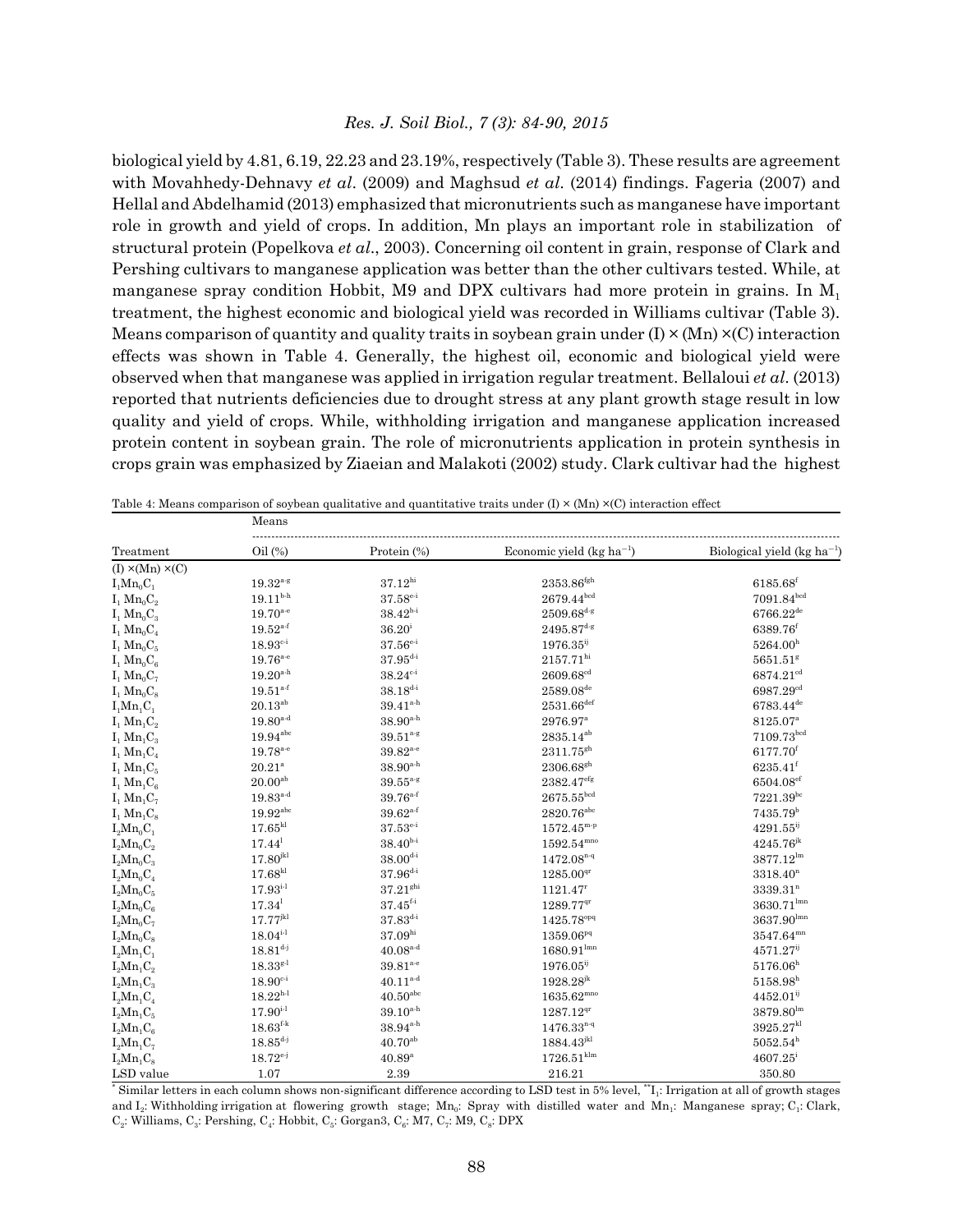biological yield by 4.81, 6.19, 22.23 and 23.19%, respectively (Table 3). These results are agreement with Movahhedy-Dehnavy *et al*. (2009) and Maghsud *et al*. (2014) findings. Fageria (2007) and Hellal and Abdelhamid (2013) emphasized that micronutrients such as manganese have important role in growth and yield of crops. In addition, Mn plays an important role in stabilization of structural protein (Popelkova *et al*., 2003). Concerning oil content in grain, response of Clark and Pershing cultivars to manganese application was better than the other cultivars tested. While, at manganese spray condition Hobbit, M9 and DPX cultivars had more protein in grains. In $M_1$ treatment, the highest economic and biological yield was recorded in Williams cultivar (Table 3). Means comparison of quantity and quality traits in soybean grain under (I) × (Mn) ×(C) interaction effects was shown in Table 4. Generally, the highest oil, economic and biological yield were observed when that manganese was applied in irrigation regular treatment. Bellaloui *et al*. (2013) reported that nutrients deficiencies due to drought stress at any plant growth stage result in low quality and yield of crops. While, withholding irrigation and manganese application increased protein content in soybean grain. The role of micronutrients application in protein synthesis in crops grain was emphasized by Ziaeian and Malakoti (2002) study. Clark cultivar had the highest

Table 4: Means comparison of soybean qualitative and quantitative traits under (I) × (Mn) ×(C) interaction effect

| | Means | | | |
|---|---|---|---|---|
| Treatment | Oil (%) | Protein (%) | Economic yield (kg $ha^{-1}$) | Biological yield (kg $ha^{-1}$) |
| (I) ×(Mn) ×(C) | | | | |
| $I_1Mn_0C_1$ | $19.32^{a-g}$ | $37.12^{hi}$ | $2353.86^{fgh}$ | $6185.68^{f}$ |
| $I_1Mn_0C_2$ | $19.11^{b-h}$ | $37.58^{e-i}$ | $2679.44^{bcd}$ | $7091.84^{bcd}$ |
| $I_1Mn_0C_3$ | $19.70^{a-e}$ | $38.42^{b-i}$ | $2509.68^{d-g}$ | $6766.22^{de}$ |
| $I_1Mn_0C_4$ | $19.52^{a-f}$ | $36.20^{i}$ | $2495.87^{d-g}$ | $6389.76^{f}$ |
| $I_1Mn_0C_5$ | $18.93^{c-i}$ | $37.56^{e-i}$ | $1976.35^{ij}$ | $5264.00^{h}$ |
| $I_1Mn_0C_6$ | $19.76^{a-e}$ | $37.95^{d-i}$ | $2157.71^{hi}$ | $5651.51^{g}$ |
| $I_1Mn_0C_7$ | $19.20^{a-h}$ | $38.24^{c-i}$ | $2609.68^{cd}$ | $6874.21^{cd}$ |
| $I_1Mn_0C_8$ | $19.51^{a-f}$ | $38.18^{d-i}$ | $2589.08^{de}$ | $6987.29^{cd}$ |
| $I_1Mn_1C_1$ | $20.13^{ab}$ | $39.41^{a-h}$ | $2531.66^{def}$ | $6783.44^{de}$ |
| $I_1Mn_1C_2$ | $19.80^{a-d}$ | $38.90^{a-h}$ | $2976.97^{a}$ | $8125.07^{a}$ |
| $I_1Mn_1C_3$ | $19.94^{abc}$ | $39.51^{a-g}$ | $2835.14^{ab}$ | $7109.73^{bcd}$ |
| $I_1Mn_1C_4$ | $19.78^{a-e}$ | $39.82^{a-e}$ | $2311.75^{gh}$ | $6177.70^{f}$ |
| $I_1Mn_1C_5$ | $20.21^{a}$ | $38.90^{a-h}$ | $2306.68^{gh}$ | $6235.41^{f}$ |
| $I_1Mn_1C_6$ | $20.00^{ab}$ | $39.55^{a-g}$ | $2382.47^{efg}$ | $6504.08^{ef}$ |
| $I_1Mn_1C_7$ | $19.83^{a-d}$ | $39.76^{a-f}$ | $2675.55^{bcd}$ | $7221.39^{bc}$ |
| $I_1Mn_1C_8$ | $19.92^{abc}$ | $39.62^{a-f}$ | $2820.76^{abc}$ | $7435.79^{b}$ |
| $I_2Mn_0C_1$ | $17.65^{kl}$ | $37.53^{e-i}$ | $1572.45^{m-p}$ | $4291.55^{ij}$ |
| $I_2Mn_0C_2$ | $17.44^{l}$ | $38.40^{b-i}$ | $1592.54^{mno}$ | $4245.76^{jk}$ |
| $I_2Mn_0C_3$ | $17.80^{jkl}$ | $38.00^{d-i}$ | $1472.08^{n-q}$ | $3877.12^{lm}$ |
| $I_2Mn_0C_4$ | $17.68^{kl}$ | $37.96^{d-i}$ | $1285.00^{qr}$ | $3318.40^{n}$ |
| $I_2Mn_0C_5$ | $17.93^{i-l}$ | $37.21^{ghi}$ | $1121.47^{r}$ | $3339.31^{n}$ |
| $I_2Mn_0C_6$ | $17.34^{l}$ | $37.45^{f-i}$ | $1289.77^{qr}$ | $3630.71^{lmn}$ |
| $I_2Mn_0C_7$ | $17.77^{jkl}$ | $37.83^{d-i}$ | $1425.78^{opq}$ | $3637.90^{lmn}$ |
| $I_2Mn_0C_8$ | $18.04^{i-l}$ | $37.09^{hi}$ | $1359.06^{pq}$ | $3547.64^{mn}$ |
| $I_2Mn_1C_1$ | $18.81^{d-j}$ | $40.08^{a-d}$ | $1680.91^{lmn}$ | $4571.27^{ij}$ |
| $I_2Mn_1C_2$ | $18.33^{g-l}$ | $39.81^{a-e}$ | $1976.05^{ij}$ | $5176.06^{h}$ |
| $I_2Mn_1C_3$ | $18.90^{c-i}$ | $40.11^{a-d}$ | $1928.28^{jk}$ | $5158.98^{h}$ |
| $I_2Mn_1C_4$ | $18.22^{h-l}$ | $40.50^{abc}$ | $1635.62^{mno}$ | $4452.01^{ij}$ |
| $I_2Mn_1C_5$ | $17.90^{i-l}$ | $39.10^{a-h}$ | $1287.12^{qr}$ | $3879.80^{lm}$ |
| $I_2Mn_1C_6$ | $18.63^{f-k}$ | $38.94^{a-h}$ | $1476.33^{n-q}$ | $3925.27^{kl}$ |
| $I_2Mn_1C_7$ | $18.85^{d-j}$ | $40.70^{ab}$ | $1884.43^{jkl}$ | $5052.54^{h}$ |
| $I_2Mn_1C_8$ | $18.72^{e-j}$ | $40.89^{a}$ | $1726.51^{klm}$ | $4607.25^{i}$ |
| LSD value | 1.07 | 2.39 | 216.21 | 350.80 |

*Similar letters in each column shows non-significant difference according to LSD test in 5% level, **$I_1$: Irrigation at all of growth stages and $I_2$: Withholding irrigation at flowering growth stage; $Mn_0$: Spray with distilled water and $Mn_1$: Manganese spray; $C_1$: Clark, $C_2$: Williams, $C_3$: Pershing, $C_4$: Hobbit, $C_5$: Gorgan3, $C_6$: M7, $C_7$: M9, $C_8$: DPX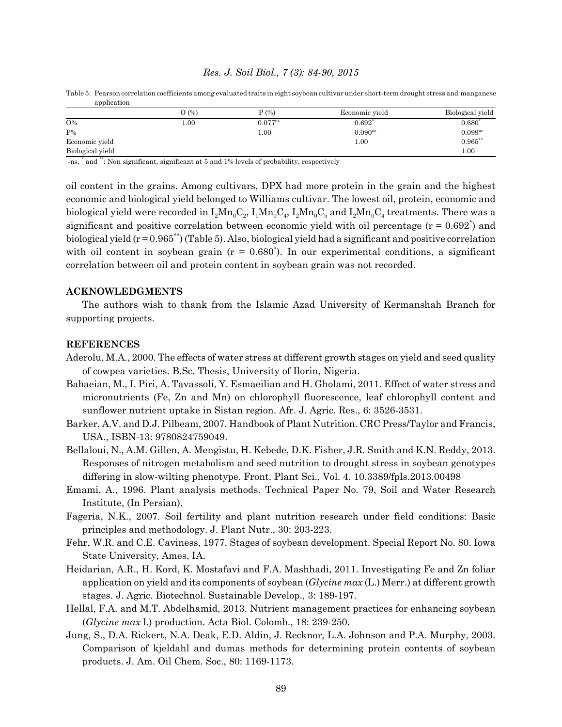Table 5: Pearson correlation coefficients among evaluated traits in eight soybean cultivar under short-term drought stress and manganese application

| | O (%) | P (%) | Economic yield | Biological yield |
|---|---|---|---|---|
| O% | 1.00 | $0.077^{ns}$ | $0.692^{*}$ | $0.680^{*}$ |
| P% | | 1.00 | $0.090^{ns}$ | $0.099^{ns}$ |
| Economic yield | | | 1.00 | $0.965^{**}$ |
| Biological yield | | | | 1.00 |

-ns, * and **: Non significant, significant at 5 and 1% levels of probability, respectively

oil content in the grains. Among cultivars, DPX had more protein in the grain and the highest economic and biological yield belonged to Williams cultivar. The lowest oil, protein, economic and biological yield were recorded in $I_2Mn_0C_2$, $I_1Mn_0C_4$, $I_2Mn_0C_5$ and $I_2Mn_0C_4$ treatments. There was a significant and positive correlation between economic yield with oil percentage ($r = 0.692^{*}$) and biological yield ($r = 0.965^{**}$) (Table 5). Also, biological yield had a significant and positive correlation with oil content in soybean grain ($r = 0.680^{*}$). In our experimental conditions, a significant correlation between oil and protein content in soybean grain was not recorded.

## ACKNOWLEDGMENTS

The authors wish to thank from the Islamic Azad University of Kermanshah Branch for supporting projects.

## REFERENCES

Aderolu, M.A., 2000. The effects of water stress at different growth stages on yield and seed quality of cowpea varieties. B.Sc. Thesis, University of Ilorin, Nigeria.

Babaeian, M., I. Piri, A. Tavassoli, Y. Esmaeilian and H. Gholami, 2011. Effect of water stress and micronutrients (Fe, Zn and Mn) on chlorophyll fluorescence, leaf chlorophyll content and sunflower nutrient uptake in Sistan region. Afr. J. Agric. Res., 6: 3526-3531.

Barker, A.V. and D.J. Pilbeam, 2007. Handbook of Plant Nutrition. CRC Press/Taylor and Francis, USA., ISBN-13: 9780824759049.

Bellaloui, N., A.M. Gillen, A. Mengistu, H. Kebede, D.K. Fisher, J.R. Smith and K.N. Reddy, 2013. Responses of nitrogen metabolism and seed nutrition to drought stress in soybean genotypes differing in slow-wilting phenotype. Front. Plant Sci., Vol. 4. 10.3389/fpls.2013.00498

Emami, A., 1996. Plant analysis methods. Technical Paper No. 79, Soil and Water Research Institute, (In Persian).

Fageria, N.K., 2007. Soil fertility and plant nutrition research under field conditions: Basic principles and methodology. J. Plant Nutr., 30: 203-223.

Fehr, W.R. and C.E. Caviness, 1977. Stages of soybean development. Special Report No. 80. Iowa State University, Ames, IA.

Heidarian, A.R., H. Kord, K. Mostafavi and F.A. Mashhadi, 2011. Investigating Fe and Zn foliar application on yield and its components of soybean (*Glycine max* (L.) Merr.) at different growth stages. J. Agric. Biotechnol. Sustainable Develop., 3: 189-197.

Hellal, F.A. and M.T. Abdelhamid, 2013. Nutrient management practices for enhancing soybean (*Glycine max* l.) production. Acta Biol. Colomb., 18: 239-250.

Jung, S., D.A. Rickert, N.A. Deak, E.D. Aldin, J. Recknor, L.A. Johnson and P.A. Murphy, 2003. Comparison of kjeldahl and dumas methods for determining protein contents of soybean products. J. Am. Oil Chem. Soc., 80: 1169-1173.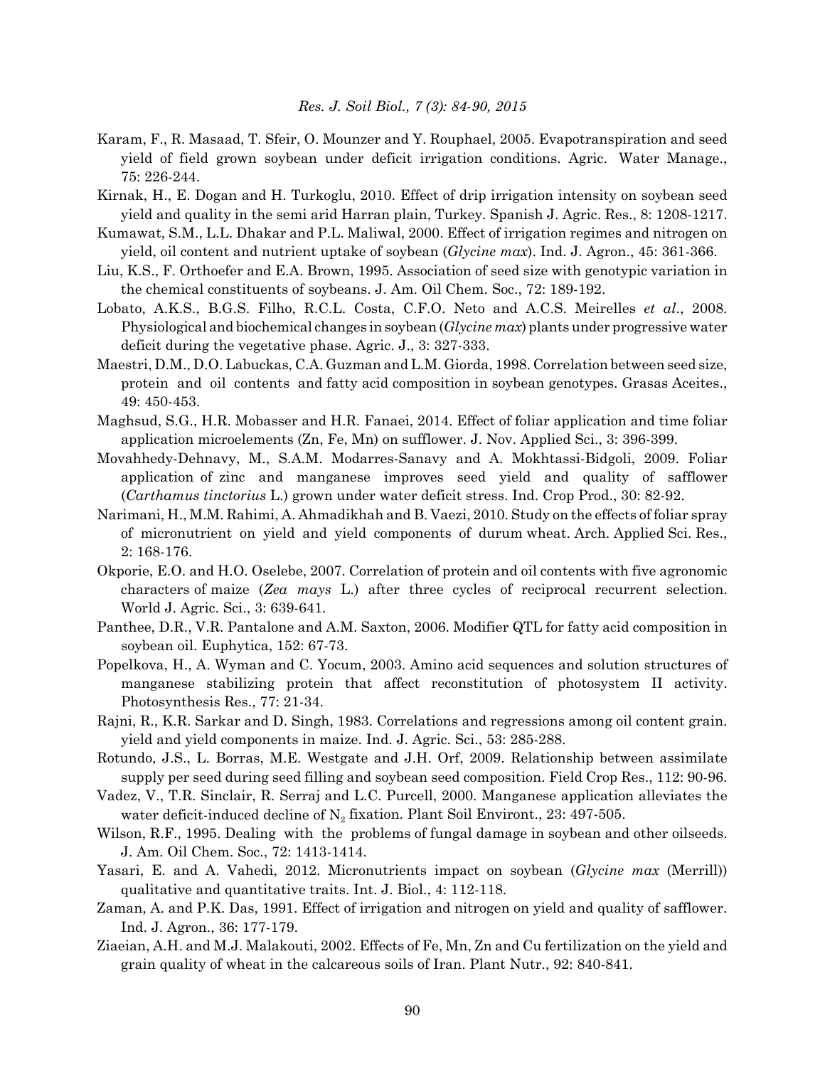Karam, F., R. Masaad, T. Sfeir, O. Mounzer and Y. Rouphael, 2005. Evapotranspiration and seed yield of field grown soybean under deficit irrigation conditions. Agric. Water Manage., 75: 226-244.

Kirnak, H., E. Dogan and H. Turkoglu, 2010. Effect of drip irrigation intensity on soybean seed yield and quality in the semi arid Harran plain, Turkey. Spanish J. Agric. Res., 8: 1208-1217.

Kumawat, S.M., L.L. Dhakar and P.L. Maliwal, 2000. Effect of irrigation regimes and nitrogen on yield, oil content and nutrient uptake of soybean (*Glycine max*). Ind. J. Agron., 45: 361-366.

Liu, K.S., F. Orthoefer and E.A. Brown, 1995. Association of seed size with genotypic variation in the chemical constituents of soybeans. J. Am. Oil Chem. Soc., 72: 189-192.

Lobato, A.K.S., B.G.S. Filho, R.C.L. Costa, C.F.O. Neto and A.C.S. Meirelles *et al*., 2008. Physiological and biochemical changes in soybean (*Glycine max*) plants under progressive water deficit during the vegetative phase. Agric. J., 3: 327-333.

Maestri, D.M., D.O. Labuckas, C.A. Guzman and L.M. Giorda, 1998. Correlation between seed size, protein and oil contents and fatty acid composition in soybean genotypes. Grasas Aceites., 49: 450-453.

Maghsud, S.G., H.R. Mobasser and H.R. Fanaei, 2014. Effect of foliar application and time foliar application microelements (Zn, Fe, Mn) on sufflower. J. Nov. Applied Sci., 3: 396-399.

Movahhedy-Dehnavy, M., S.A.M. Modarres-Sanavy and A. Mokhtassi-Bidgoli, 2009. Foliar application of zinc and manganese improves seed yield and quality of safflower (*Carthamus tinctorius* L.) grown under water deficit stress. Ind. Crop Prod., 30: 82-92.

Narimani, H., M.M. Rahimi, A. Ahmadikhah and B. Vaezi, 2010. Study on the effects of foliar spray of micronutrient on yield and yield components of durum wheat. Arch. Applied Sci. Res., 2: 168-176.

Okporie, E.O. and H.O. Oselebe, 2007. Correlation of protein and oil contents with five agronomic characters of maize (*Zea mays* L.) after three cycles of reciprocal recurrent selection. World J. Agric. Sci., 3: 639-641.

Panthee, D.R., V.R. Pantalone and A.M. Saxton, 2006. Modifier QTL for fatty acid composition in soybean oil. Euphytica, 152: 67-73.

Popelkova, H., A. Wyman and C. Yocum, 2003. Amino acid sequences and solution structures of manganese stabilizing protein that affect reconstitution of photosystem II activity. Photosynthesis Res., 77: 21-34.

Rajni, R., K.R. Sarkar and D. Singh, 1983. Correlations and regressions among oil content grain. yield and yield components in maize. Ind. J. Agric. Sci., 53: 285-288.

Rotundo, J.S., L. Borras, M.E. Westgate and J.H. Orf, 2009. Relationship between assimilate supply per seed during seed filling and soybean seed composition. Field Crop Res., 112: 90-96.

Vadez, V., T.R. Sinclair, R. Serraj and L.C. Purcell, 2000. Manganese application alleviates the water deficit-induced decline of $N_2$ fixation. Plant Soil Environt., 23: 497-505.

Wilson, R.F., 1995. Dealing with the problems of fungal damage in soybean and other oilseeds. J. Am. Oil Chem. Soc., 72: 1413-1414.

Yasari, E. and A. Vahedi, 2012. Micronutrients impact on soybean (*Glycine max* (Merrill)) qualitative and quantitative traits. Int. J. Biol., 4: 112-118.

Zaman, A. and P.K. Das, 1991. Effect of irrigation and nitrogen on yield and quality of safflower. Ind. J. Agron., 36: 177-179.

Ziaeian, A.H. and M.J. Malakouti, 2002. Effects of Fe, Mn, Zn and Cu fertilization on the yield and grain quality of wheat in the calcareous soils of Iran. Plant Nutr., 92: 840-841.